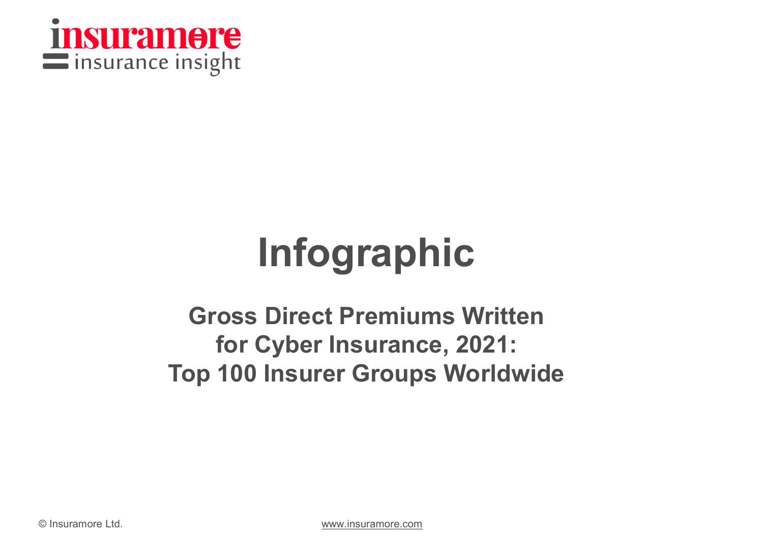insuramore
insurance insight

# Infographic

## Gross Direct Premiums Written for Cyber Insurance, 2021: Top 100 Insurer Groups Worldwide

© Insuramore Ltd.

www.insuramore.com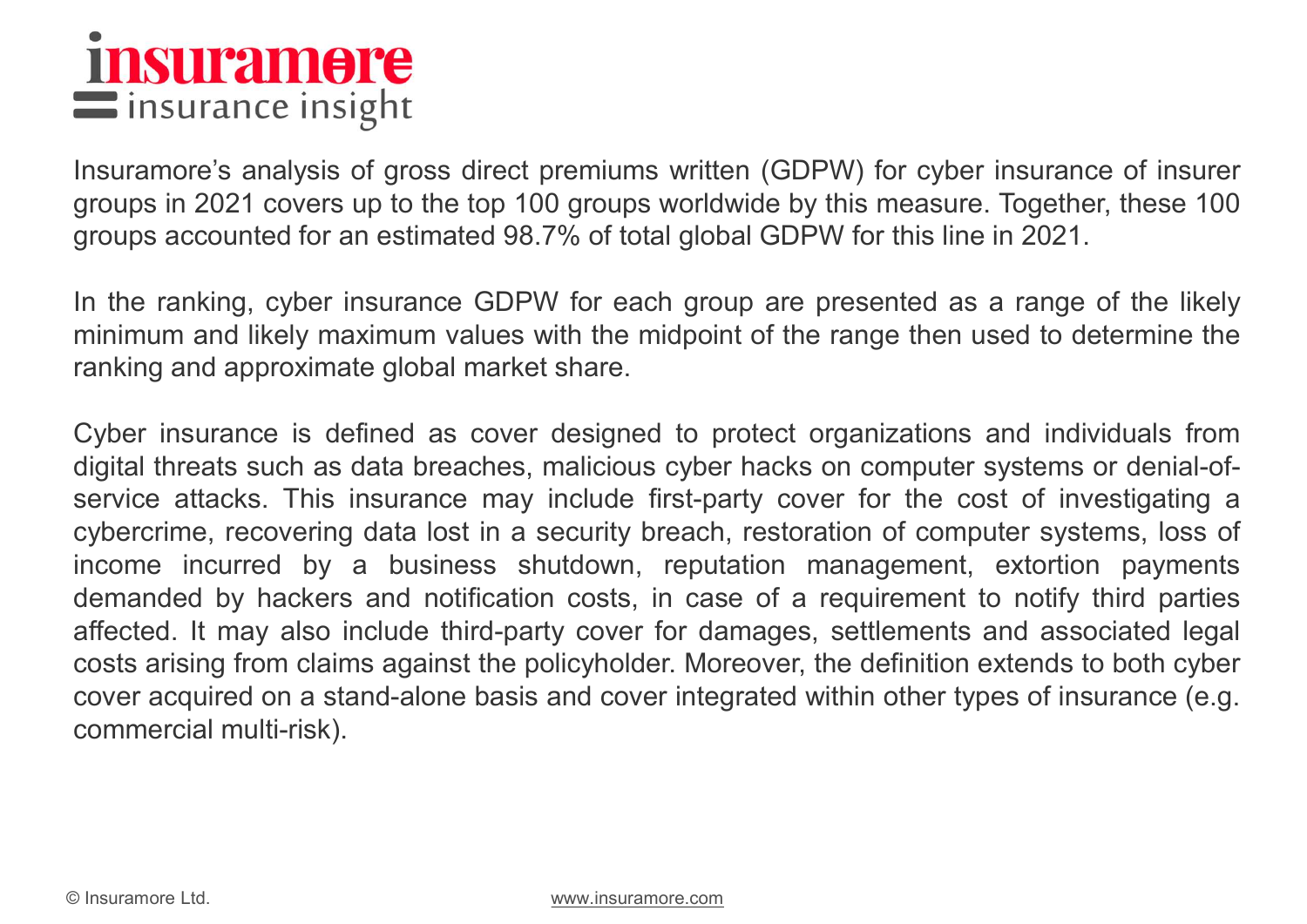Insuramore's analysis of gross direct premiums written (GDPW) for cyber insurance of insurer groups in 2021 covers up to the top 100 groups worldwide by this measure. Together, these 100 groups accounted for an estimated 98.7% of total global GDPW for this line in 2021.

In the ranking, cyber insurance GDPW for each group are presented as a range of the likely minimum and likely maximum values with the midpoint of the range then used to determine the ranking and approximate global market share.

Cyber insurance is defined as cover designed to protect organizations and individuals from digital threats such as data breaches, malicious cyber hacks on computer systems or denial-of-service attacks. This insurance may include first-party cover for the cost of investigating a cybercrime, recovering data lost in a security breach, restoration of computer systems, loss of income incurred by a business shutdown, reputation management, extortion payments demanded by hackers and notification costs, in case of a requirement to notify third parties affected. It may also include third-party cover for damages, settlements and associated legal costs arising from claims against the policyholder. Moreover, the definition extends to both cyber cover acquired on a stand-alone basis and cover integrated within other types of insurance (e.g. commercial multi-risk).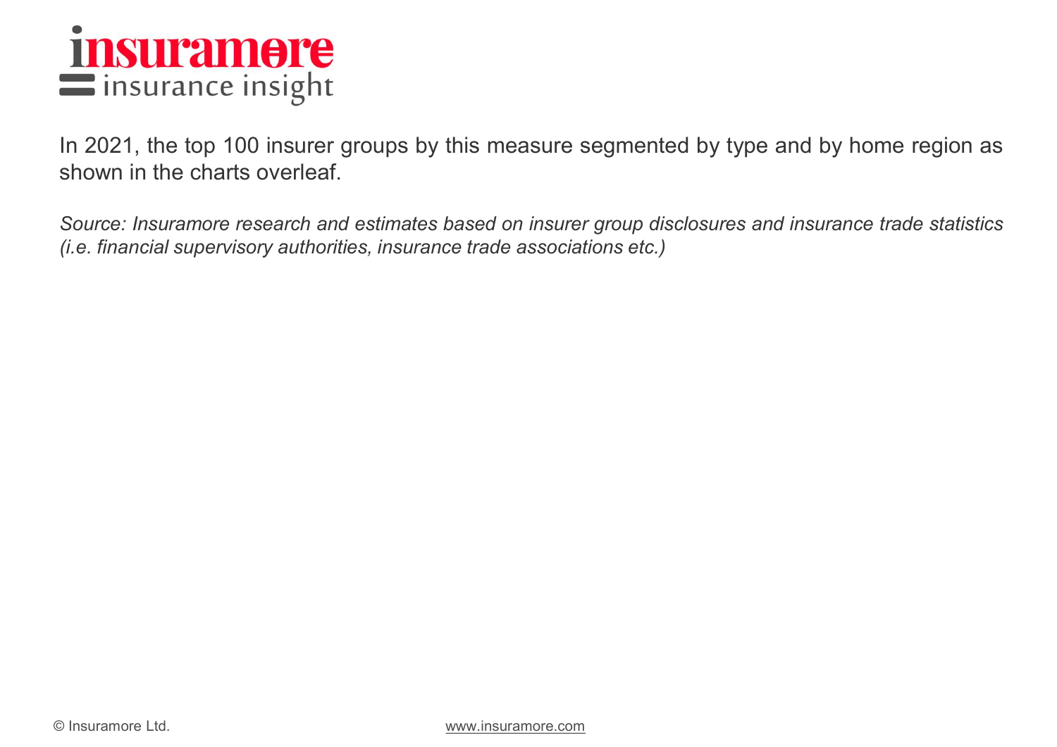In 2021, the top 100 insurer groups by this measure segmented by type and by home region as shown in the charts overleaf.

*Source: Insuramore research and estimates based on insurer group disclosures and insurance trade statistics (i.e. financial supervisory authorities, insurance trade associations etc.)*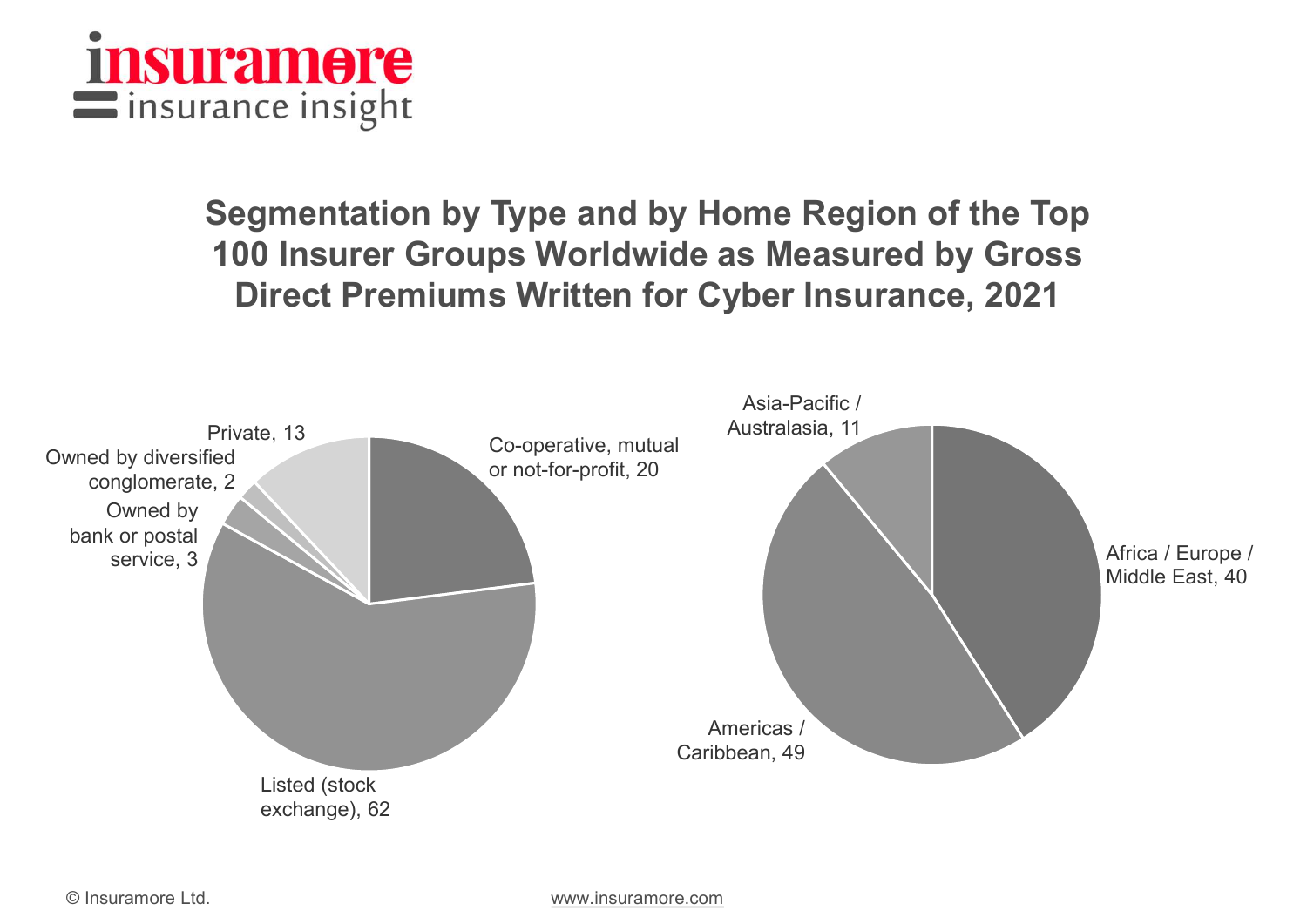insuramore
insurance insight

## Segmentation by Type and by Home Region of the Top 100 Insurer Groups Worldwide as Measured by Gross Direct Premiums Written for Cyber Insurance, 2021

Private, 13
Owned by diversified conglomerate, 2
Owned by bank or postal service, 3
Listed (stock exchange), 62
Co-operative, mutual or not-for-profit, 20

Asia-Pacific / Australasia, 11
Africa / Europe / Middle East, 40
Americas / Caribbean, 49

© Insuramore Ltd.

www.insuramore.com